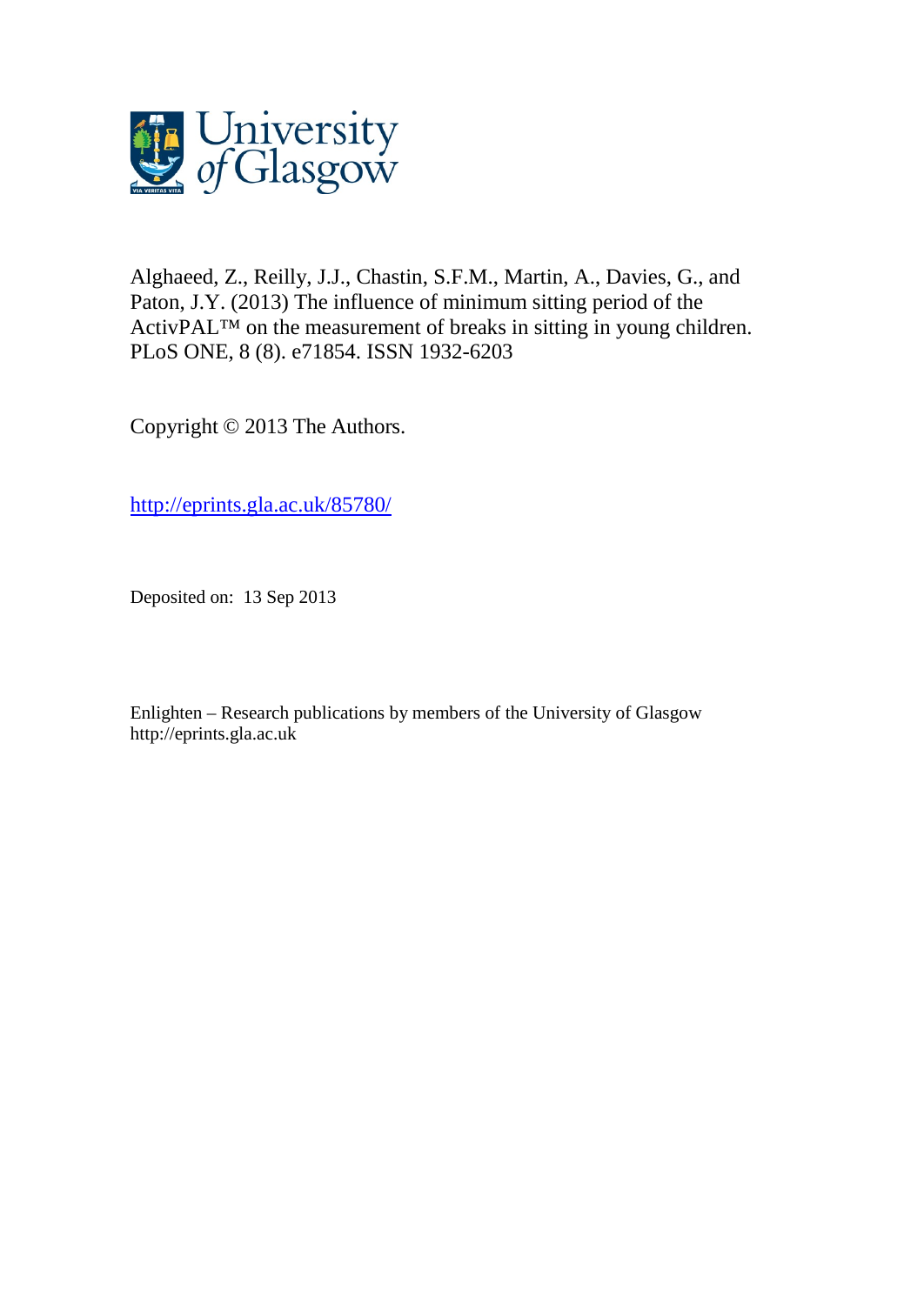Alghaeed, Z., Reilly, J.J., Chastin, S.F.M., Martin, A., Davies, G., and Paton, J.Y. (2013) The influence of minimum sitting period of the ActivPAL™ on the measurement of breaks in sitting in young children. PLoS ONE, 8 (8). e71854. ISSN 1932-6203

Copyright © 2013 The Authors.

http://eprints.gla.ac.uk/85780/

Deposited on: 13 Sep 2013

Enlighten – Research publications by members of the University of Glasgow
http://eprints.gla.ac.uk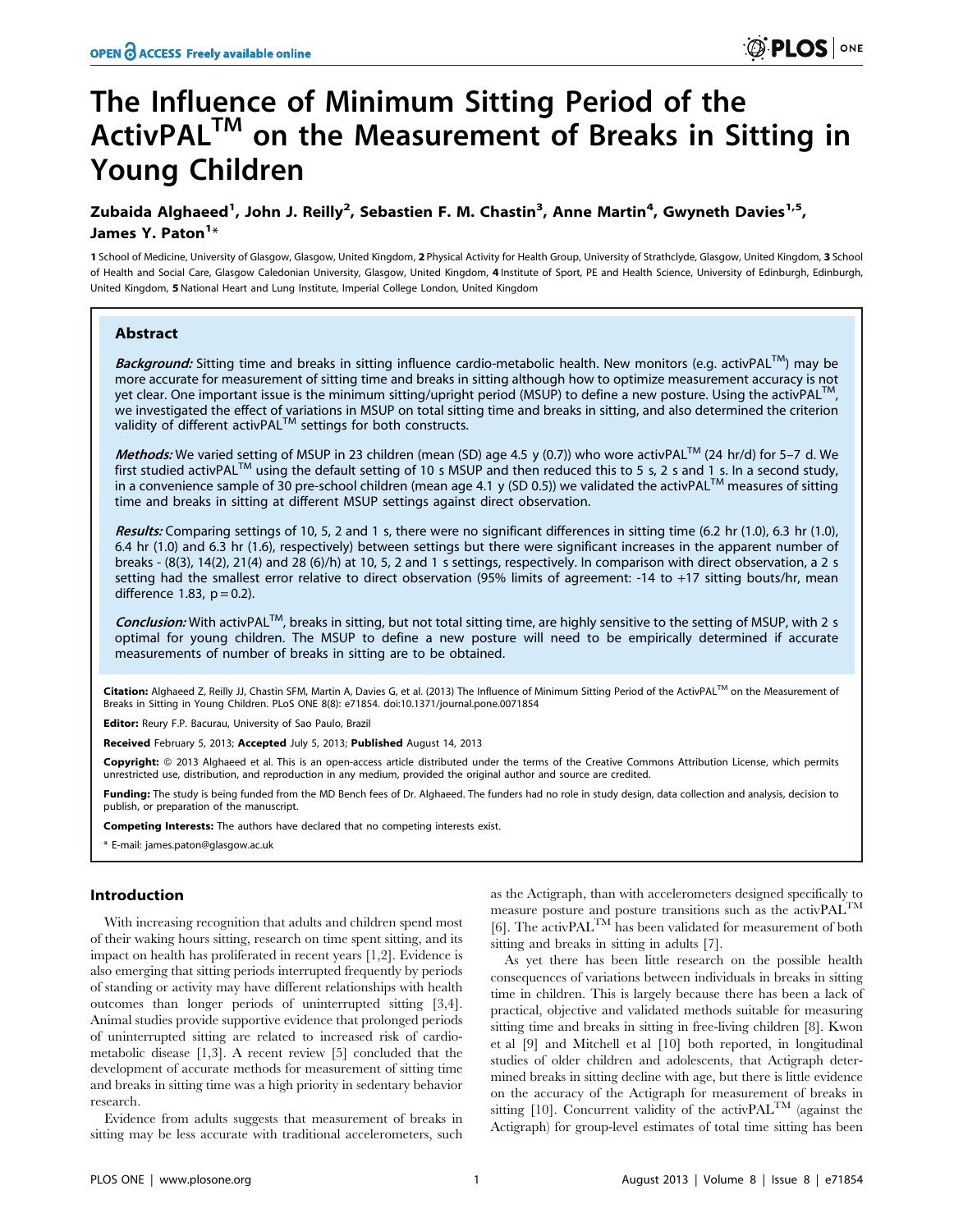# The Influence of Minimum Sitting Period of the ActivPAL$^{TM}$ on the Measurement of Breaks in Sitting in Young Children

**Zubaida Alghaeed[1], John J. Reilly[2], Sebastien F. M. Chastin[3], Anne Martin[4], Gwyneth Davies[1,5], James Y. Paton[1]***

1 School of Medicine, University of Glasgow, Glasgow, United Kingdom, 2 Physical Activity for Health Group, University of Strathclyde, Glasgow, United Kingdom, 3 School of Health and Social Care, Glasgow Caledonian University, Glasgow, United Kingdom, 4 Institute of Sport, PE and Health Science, University of Edinburgh, Edinburgh, United Kingdom, 5 National Heart and Lung Institute, Imperial College London, United Kingdom

## Abstract

***Background:*** Sitting time and breaks in sitting influence cardio-metabolic health. New monitors (e.g. activPAL$^{TM}$) may be more accurate for measurement of sitting time and breaks in sitting although how to optimize measurement accuracy is not yet clear. One important issue is the minimum sitting/upright period (MSUP) to define a new posture. Using the activPAL$^{TM}$, we investigated the effect of variations in MSUP on total sitting time and breaks in sitting, and also determined the criterion validity of different activPAL$^{TM}$ settings for both constructs.

***Methods:*** We varied setting of MSUP in 23 children (mean (SD) age 4.5 y (0.7)) who wore activPAL$^{TM}$ (24 hr/d) for 5–7 d. We first studied activPAL$^{TM}$ using the default setting of 10 s MSUP and then reduced this to 5 s, 2 s and 1 s. In a second study, in a convenience sample of 30 pre-school children (mean age 4.1 y (SD 0.5)) we validated the activPAL$^{TM}$ measures of sitting time and breaks in sitting at different MSUP settings against direct observation.

***Results:*** Comparing settings of 10, 5, 2 and 1 s, there were no significant differences in sitting time (6.2 hr (1.0), 6.3 hr (1.0), 6.4 hr (1.0) and 6.3 hr (1.6), respectively) between settings but there were significant increases in the apparent number of breaks - (8(3), 14(2), 21(4) and 28 (6)/h) at 10, 5, 2 and 1 s settings, respectively. In comparison with direct observation, a 2 s setting had the smallest error relative to direct observation (95% limits of agreement: -14 to +17 sitting bouts/hr, mean difference 1.83, p = 0.2).

***Conclusion:*** With activPAL$^{TM}$, breaks in sitting, but not total sitting time, are highly sensitive to the setting of MSUP, with 2 s optimal for young children. The MSUP to define a new posture will need to be empirically determined if accurate measurements of number of breaks in sitting are to be obtained.

**Citation:** Alghaeed Z, Reilly JJ, Chastin SFM, Martin A, Davies G, et al. (2013) The Influence of Minimum Sitting Period of the ActivPAL$^{TM}$ on the Measurement of Breaks in Sitting in Young Children. PLoS ONE 8(8): e71854. doi:10.1371/journal.pone.0071854

**Editor:** Reury F.P. Bacurau, University of Sao Paulo, Brazil

**Received** February 5, 2013; **Accepted** July 5, 2013; **Published** August 14, 2013

**Copyright:** © 2013 Alghaeed et al. This is an open-access article distributed under the terms of the Creative Commons Attribution License, which permits unrestricted use, distribution, and reproduction in any medium, provided the original author and source are credited.

**Funding:** The study is being funded from the MD Bench fees of Dr. Alghaeed. The funders had no role in study design, data collection and analysis, decision to publish, or preparation of the manuscript.

**Competing Interests:** The authors have declared that no competing interests exist.

\* E-mail: james.paton@glasgow.ac.uk

## Introduction

With increasing recognition that adults and children spend most of their waking hours sitting, research on time spent sitting, and its impact on health has proliferated in recent years [1,2]. Evidence is also emerging that sitting periods interrupted frequently by periods of standing or activity may have different relationships with health outcomes than longer periods of uninterrupted sitting [3,4]. Animal studies provide supportive evidence that prolonged periods of uninterrupted sitting are related to increased risk of cardio-metabolic disease [1,3]. A recent review [5] concluded that the development of accurate methods for measurement of sitting time and breaks in sitting time was a high priority in sedentary behavior research.

Evidence from adults suggests that measurement of breaks in sitting may be less accurate with traditional accelerometers, such as the Actigraph, than with accelerometers designed specifically to measure posture and posture transitions such as the activPAL$^{TM}$ [6]. The activPAL$^{TM}$ has been validated for measurement of both sitting and breaks in sitting in adults [7].

As yet there has been little research on the possible health consequences of variations between individuals in breaks in sitting time in children. This is largely because there has been a lack of practical, objective and validated methods suitable for measuring sitting time and breaks in sitting in free-living children [8]. Kwon et al [9] and Mitchell et al [10] both reported, in longitudinal studies of older children and adolescents, that Actigraph determined breaks in sitting decline with age, but there is little evidence on the accuracy of the Actigraph for measurement of breaks in sitting [10]. Concurrent validity of the activPAL$^{TM}$ (against the Actigraph) for group-level estimates of total time sitting has been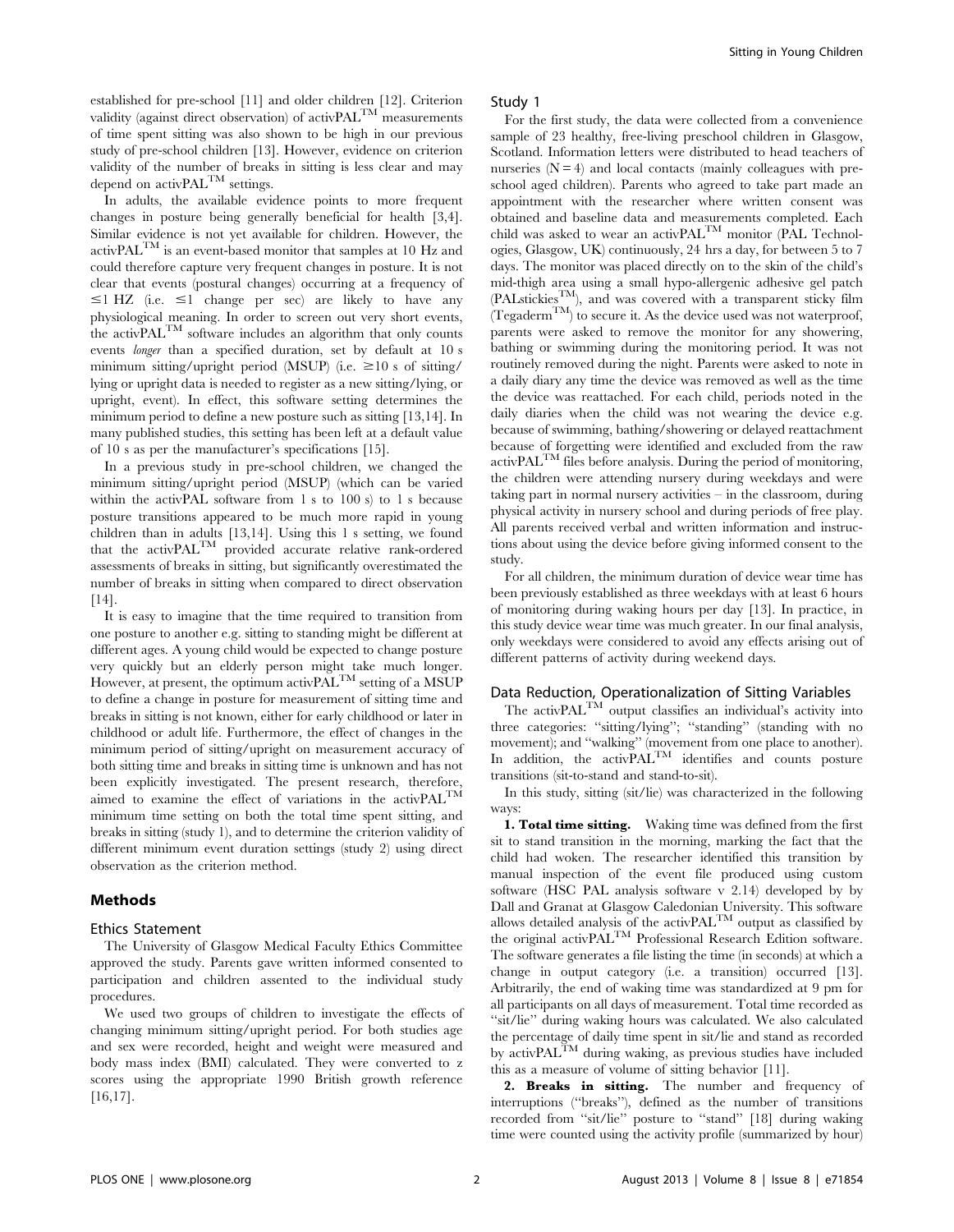established for pre-school [11] and older children [12]. Criterion validity (against direct observation) of activPAL™ measurements of time spent sitting was also shown to be high in our previous study of pre-school children [13]. However, evidence on criterion validity of the number of breaks in sitting is less clear and may depend on activPAL™ settings.

In adults, the available evidence points to more frequent changes in posture being generally beneficial for health [3,4]. Similar evidence is not yet available for children. However, the activPAL™ is an event-based monitor that samples at 10 Hz and could therefore capture very frequent changes in posture. It is not clear that events (postural changes) occurring at a frequency of ≤1 HZ (i.e. ≤1 change per sec) are likely to have any physiological meaning. In order to screen out very short events, the activPAL™ software includes an algorithm that only counts events *longer* than a specified duration, set by default at 10 s minimum sitting/upright period (MSUP) (i.e. ≥10 s of sitting/lying or upright data is needed to register as a new sitting/lying, or upright, event). In effect, this software setting determines the minimum period to define a new posture such as sitting [13,14]. In many published studies, this setting has been left at a default value of 10 s as per the manufacturer's specifications [15].

In a previous study in pre-school children, we changed the minimum sitting/upright period (MSUP) (which can be varied within the activPAL software from 1 s to 100 s) to 1 s because posture transitions appeared to be much more rapid in young children than in adults [13,14]. Using this 1 s setting, we found that the activPAL™ provided accurate relative rank-ordered assessments of breaks in sitting, but significantly overestimated the number of breaks in sitting when compared to direct observation [14].

It is easy to imagine that the time required to transition from one posture to another e.g. sitting to standing might be different at different ages. A young child would be expected to change posture very quickly but an elderly person might take much longer. However, at present, the optimum activPAL™ setting of a MSUP to define a change in posture for measurement of sitting time and breaks in sitting is not known, either for early childhood or later in childhood or adult life. Furthermore, the effect of changes in the minimum period of sitting/upright on measurement accuracy of both sitting time and breaks in sitting time is unknown and has not been explicitly investigated. The present research, therefore, aimed to examine the effect of variations in the activPAL™ minimum time setting on both the total time spent sitting, and breaks in sitting (study 1), and to determine the criterion validity of different minimum event duration settings (study 2) using direct observation as the criterion method.

## Methods

### Ethics Statement

The University of Glasgow Medical Faculty Ethics Committee approved the study. Parents gave written informed consented to participation and children assented to the individual study procedures.

We used two groups of children to investigate the effects of changing minimum sitting/upright period. For both studies age and sex were recorded, height and weight were measured and body mass index (BMI) calculated. They were converted to z scores using the appropriate 1990 British growth reference [16,17].

### Study 1

For the first study, the data were collected from a convenience sample of 23 healthy, free-living preschool children in Glasgow, Scotland. Information letters were distributed to head teachers of nurseries (N = 4) and local contacts (mainly colleagues with pre-school aged children). Parents who agreed to take part made an appointment with the researcher where written consent was obtained and baseline data and measurements completed. Each child was asked to wear an activPAL™ monitor (PAL Technologies, Glasgow, UK) continuously, 24 hrs a day, for between 5 to 7 days. The monitor was placed directly on to the skin of the child's mid-thigh area using a small hypo-allergenic adhesive gel patch (PALstickies™), and was covered with a transparent sticky film (Tegaderm™) to secure it. As the device used was not waterproof, parents were asked to remove the monitor for any showering, bathing or swimming during the monitoring period. It was not routinely removed during the night. Parents were asked to note in a daily diary any time the device was removed as well as the time the device was reattached. For each child, periods noted in the daily diaries when the child was not wearing the device e.g. because of swimming, bathing/showering or delayed reattachment because of forgetting were identified and excluded from the raw activPAL™ files before analysis. During the period of monitoring, the children were attending nursery during weekdays and were taking part in normal nursery activities – in the classroom, during physical activity in nursery school and during periods of free play. All parents received verbal and written information and instructions about using the device before giving informed consent to the study.

For all children, the minimum duration of device wear time has been previously established as three weekdays with at least 6 hours of monitoring during waking hours per day [13]. In practice, in this study device wear time was much greater. In our final analysis, only weekdays were considered to avoid any effects arising out of different patterns of activity during weekend days.

### Data Reduction, Operationalization of Sitting Variables

The activPAL™ output classifies an individual's activity into three categories: "sitting/lying"; "standing" (standing with no movement); and "walking" (movement from one place to another). In addition, the activPAL™ identifies and counts posture transitions (sit-to-stand and stand-to-sit).

In this study, sitting (sit/lie) was characterized in the following ways:

**1. Total time sitting.** Waking time was defined from the first sit to stand transition in the morning, marking the fact that the child had woken. The researcher identified this transition by manual inspection of the event file produced using custom software (HSC PAL analysis software v 2.14) developed by by Dall and Granat at Glasgow Caledonian University. This software allows detailed analysis of the activPAL™ output as classified by the original activPAL™ Professional Research Edition software. The software generates a file listing the time (in seconds) at which a change in output category (i.e. a transition) occurred [13]. Arbitrarily, the end of waking time was standardized at 9 pm for all participants on all days of measurement. Total time recorded as "sit/lie" during waking hours was calculated. We also calculated the percentage of daily time spent in sit/lie and stand as recorded by activPAL™ during waking, as previous studies have included this as a measure of volume of sitting behavior [11].

**2. Breaks in sitting.** The number and frequency of interruptions ("breaks"), defined as the number of transitions recorded from "sit/lie" posture to "stand" [18] during waking time were counted using the activity profile (summarized by hour)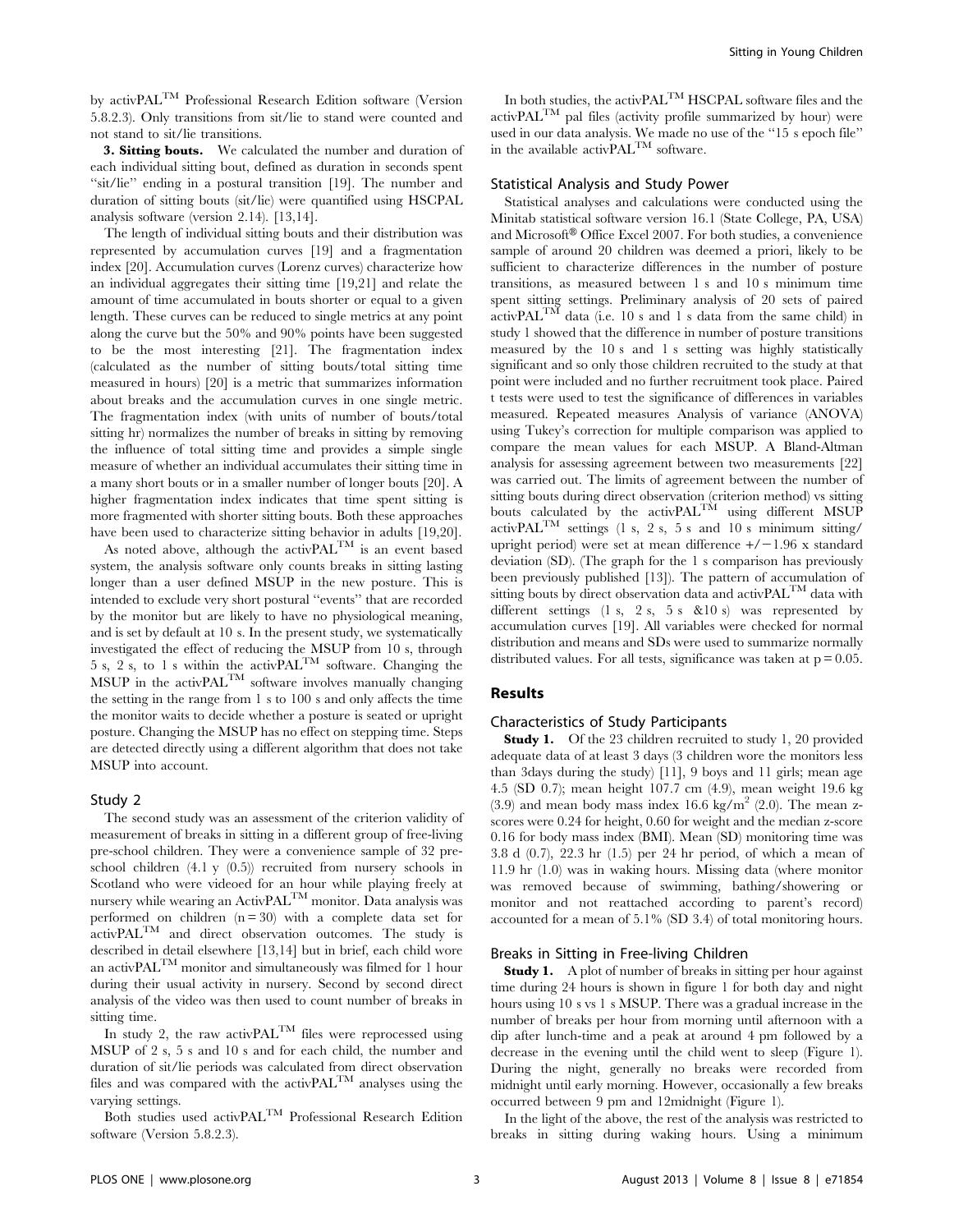by activPAL™ Professional Research Edition software (Version 5.8.2.3). Only transitions from sit/lie to stand were counted and not stand to sit/lie transitions.

**3. Sitting bouts.** We calculated the number and duration of each individual sitting bout, defined as duration in seconds spent "sit/lie" ending in a postural transition [19]. The number and duration of sitting bouts (sit/lie) were quantified using HSCPAL analysis software (version 2.14). [13,14].

The length of individual sitting bouts and their distribution was represented by accumulation curves [19] and a fragmentation index [20]. Accumulation curves (Lorenz curves) characterize how an individual aggregates their sitting time [19,21] and relate the amount of time accumulated in bouts shorter or equal to a given length. These curves can be reduced to single metrics at any point along the curve but the 50% and 90% points have been suggested to be the most interesting [21]. The fragmentation index (calculated as the number of sitting bouts/total sitting time measured in hours) [20] is a metric that summarizes information about breaks and the accumulation curves in one single metric. The fragmentation index (with units of number of bouts/total sitting hr) normalizes the number of breaks in sitting by removing the influence of total sitting time and provides a simple single measure of whether an individual accumulates their sitting time in a many short bouts or in a smaller number of longer bouts [20]. A higher fragmentation index indicates that time spent sitting is more fragmented with shorter sitting bouts. Both these approaches have been used to characterize sitting behavior in adults [19,20].

As noted above, although the activPAL™ is an event based system, the analysis software only counts breaks in sitting lasting longer than a user defined MSUP in the new posture. This is intended to exclude very short postural "events" that are recorded by the monitor but are likely to have no physiological meaning, and is set by default at 10 s. In the present study, we systematically investigated the effect of reducing the MSUP from 10 s, through 5 s, 2 s, to 1 s within the activPAL™ software. Changing the MSUP in the activPAL™ software involves manually changing the setting in the range from 1 s to 100 s and only affects the time the monitor waits to decide whether a posture is seated or upright posture. Changing the MSUP has no effect on stepping time. Steps are detected directly using a different algorithm that does not take MSUP into account.

### Study 2

The second study was an assessment of the criterion validity of measurement of breaks in sitting in a different group of free-living pre-school children. They were a convenience sample of 32 pre-school children (4.1 y (0.5)) recruited from nursery schools in Scotland who were videoed for an hour while playing freely at nursery while wearing an ActivPAL™ monitor. Data analysis was performed on children (n = 30) with a complete data set for activPAL™ and direct observation outcomes. The study is described in detail elsewhere [13,14] but in brief, each child wore an activPAL™ monitor and simultaneously was filmed for 1 hour during their usual activity in nursery. Second by second direct analysis of the video was then used to count number of breaks in sitting time.

In study 2, the raw activPAL™ files were reprocessed using MSUP of 2 s, 5 s and 10 s and for each child, the number and duration of sit/lie periods was calculated from direct observation files and was compared with the activPAL™ analyses using the varying settings.

Both studies used activPAL™ Professional Research Edition software (Version 5.8.2.3).

In both studies, the activPAL™ HSCPAL software files and the activPAL™ pal files (activity profile summarized by hour) were used in our data analysis. We made no use of the "15 s epoch file" in the available activPAL™ software.

### Statistical Analysis and Study Power

Statistical analyses and calculations were conducted using the Minitab statistical software version 16.1 (State College, PA, USA) and Microsoft® Office Excel 2007. For both studies, a convenience sample of around 20 children was deemed a priori, likely to be sufficient to characterize differences in the number of posture transitions, as measured between 1 s and 10 s minimum time spent sitting settings. Preliminary analysis of 20 sets of paired activPAL™ data (i.e. 10 s and 1 s data from the same child) in study 1 showed that the difference in number of posture transitions measured by the 10 s and 1 s setting was highly statistically significant and so only those children recruited to the study at that point were included and no further recruitment took place. Paired t tests were used to test the significance of differences in variables measured. Repeated measures Analysis of variance (ANOVA) using Tukey's correction for multiple comparison was applied to compare the mean values for each MSUP. A Bland-Altman analysis for assessing agreement between two measurements [22] was carried out. The limits of agreement between the number of sitting bouts during direct observation (criterion method) vs sitting bouts calculated by the activPAL™ using different MSUP activPAL™ settings (1 s, 2 s, 5 s and 10 s minimum sitting/upright period) were set at mean difference +/−1.96 x standard deviation (SD). (The graph for the 1 s comparison has previously been previously published [13]). The pattern of accumulation of sitting bouts by direct observation data and activPAL™ data with different settings (1 s, 2 s, 5 s &10 s) was represented by accumulation curves [19]. All variables were checked for normal distribution and means and SDs were used to summarize normally distributed values. For all tests, significance was taken at $p = 0.05$.

## Results

### Characteristics of Study Participants

**Study 1.** Of the 23 children recruited to study 1, 20 provided adequate data of at least 3 days (3 children wore the monitors less than 3days during the study) [11], 9 boys and 11 girls; mean age 4.5 (SD 0.7); mean height 107.7 cm (4.9), mean weight 19.6 kg (3.9) and mean body mass index 16.6 kg/m$^2$ (2.0). The mean z-scores were 0.24 for height, 0.60 for weight and the median z-score 0.16 for body mass index (BMI). Mean (SD) monitoring time was 3.8 d (0.7), 22.3 hr (1.5) per 24 hr period, of which a mean of 11.9 hr (1.0) was in waking hours. Missing data (where monitor was removed because of swimming, bathing/showering or monitor and not reattached according to parent's record) accounted for a mean of 5.1% (SD 3.4) of total monitoring hours.

### Breaks in Sitting in Free-living Children

**Study 1.** A plot of number of breaks in sitting per hour against time during 24 hours is shown in figure 1 for both day and night hours using 10 s vs 1 s MSUP. There was a gradual increase in the number of breaks per hour from morning until afternoon with a dip after lunch-time and a peak at around 4 pm followed by a decrease in the evening until the child went to sleep (Figure 1). During the night, generally no breaks were recorded from midnight until early morning. However, occasionally a few breaks occurred between 9 pm and 12midnight (Figure 1).

In the light of the above, the rest of the analysis was restricted to breaks in sitting during waking hours. Using a minimum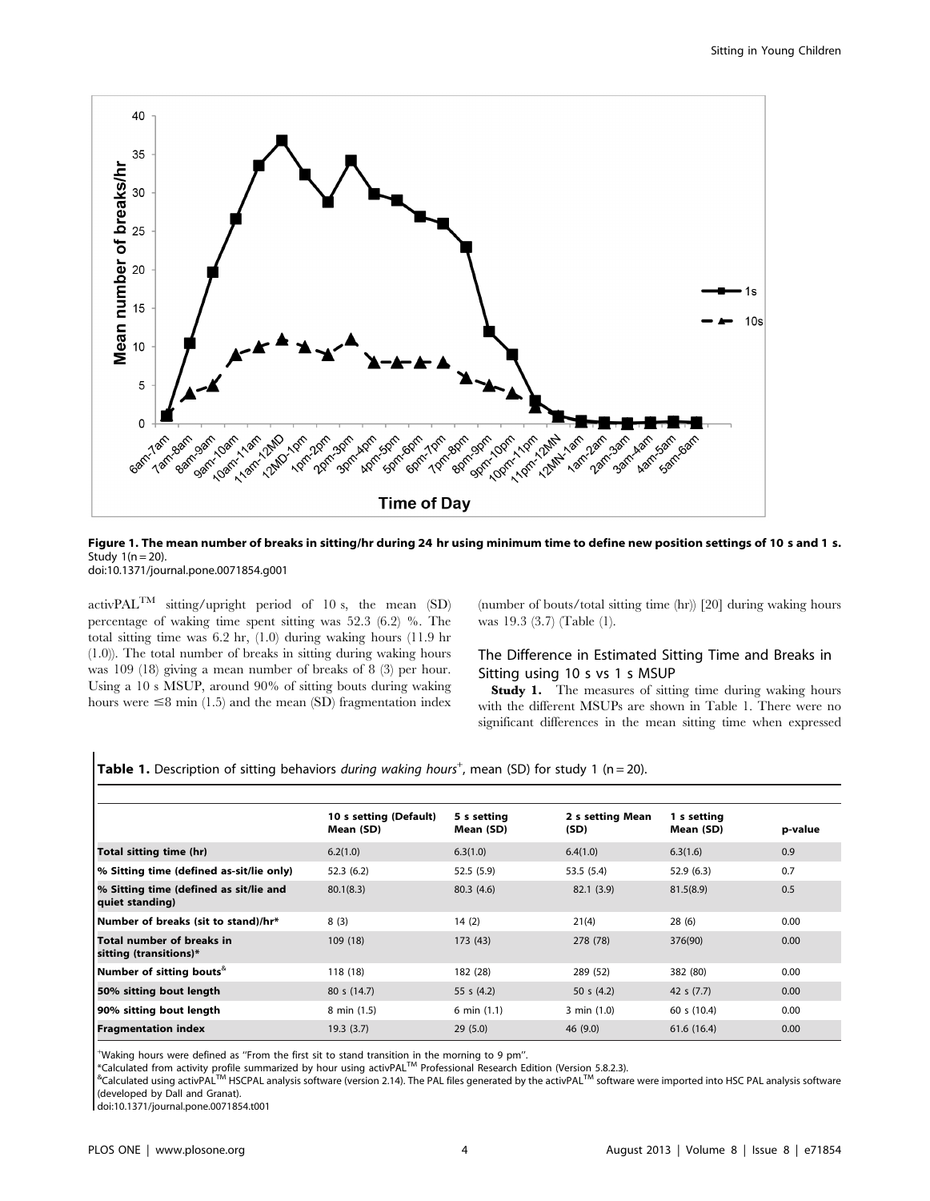**Figure 1. The mean number of breaks in sitting/hr during 24 hr using minimum time to define new position settings of 10 s and 1 s.** Study 1(n = 20).
doi:10.1371/journal.pone.0071854.g001

activPAL™ sitting/upright period of 10 s, the mean (SD) percentage of waking time spent sitting was 52.3 (6.2) %. The total sitting time was 6.2 hr, (1.0) during waking hours (11.9 hr (1.0)). The total number of breaks in sitting during waking hours was 109 (18) giving a mean number of breaks of 8 (3) per hour. Using a 10 s MSUP, around 90% of sitting bouts during waking hours were ≤8 min (1.5) and the mean (SD) fragmentation index (number of bouts/total sitting time (hr)) [20] during waking hours was 19.3 (3.7) (Table (1).

## The Difference in Estimated Sitting Time and Breaks in Sitting using 10 s vs 1 s MSUP

**Study 1.** The measures of sitting time during waking hours with the different MSUPs are shown in Table 1. There were no significant differences in the mean sitting time when expressed

**Table 1.** Description of sitting behaviors *during waking hours*[+], mean (SD) for study 1 (n = 20).

| | 10 s setting (Default) Mean (SD) | 5 s setting Mean (SD) | 2 s setting Mean (SD) | 1 s setting Mean (SD) | p-value |
|---|---|---|---|---|---|
| **Total sitting time (hr)** | 6.2(1.0) | 6.3(1.0) | 6.4(1.0) | 6.3(1.6) | 0.9 |
| **% Sitting time (defined as-sit/lie only)** | 52.3 (6.2) | 52.5 (5.9) | 53.5 (5.4) | 52.9 (6.3) | 0.7 |
| **% Sitting time (defined as sit/lie and quiet standing)** | 80.1(8.3) | 80.3 (4.6) | 82.1 (3.9) | 81.5(8.9) | 0.5 |
| **Number of breaks (sit to stand)/hr*** | 8 (3) | 14 (2) | 21(4) | 28 (6) | 0.00 |
| **Total number of breaks in sitting (transitions)*** | 109 (18) | 173 (43) | 278 (78) | 376(90) | 0.00 |
| **Number of sitting bouts**[&] | 118 (18) | 182 (28) | 289 (52) | 382 (80) | 0.00 |
| **50% sitting bout length** | 80 s (14.7) | 55 s (4.2) | 50 s (4.2) | 42 s (7.7) | 0.00 |
| **90% sitting bout length** | 8 min (1.5) | 6 min (1.1) | 3 min (1.0) | 60 s (10.4) | 0.00 |
| **Fragmentation index** | 19.3 (3.7) | 29 (5.0) | 46 (9.0) | 61.6 (16.4) | 0.00 |

[+]Waking hours were defined as "From the first sit to stand transition in the morning to 9 pm".
*Calculated from activity profile summarized by hour using activPAL™ Professional Research Edition (Version 5.8.2.3).
[&]Calculated using activPAL™ HSCPAL analysis software (version 2.14). The PAL files generated by the activPAL™ software were imported into HSC PAL analysis software (developed by Dall and Granat).
doi:10.1371/journal.pone.0071854.t001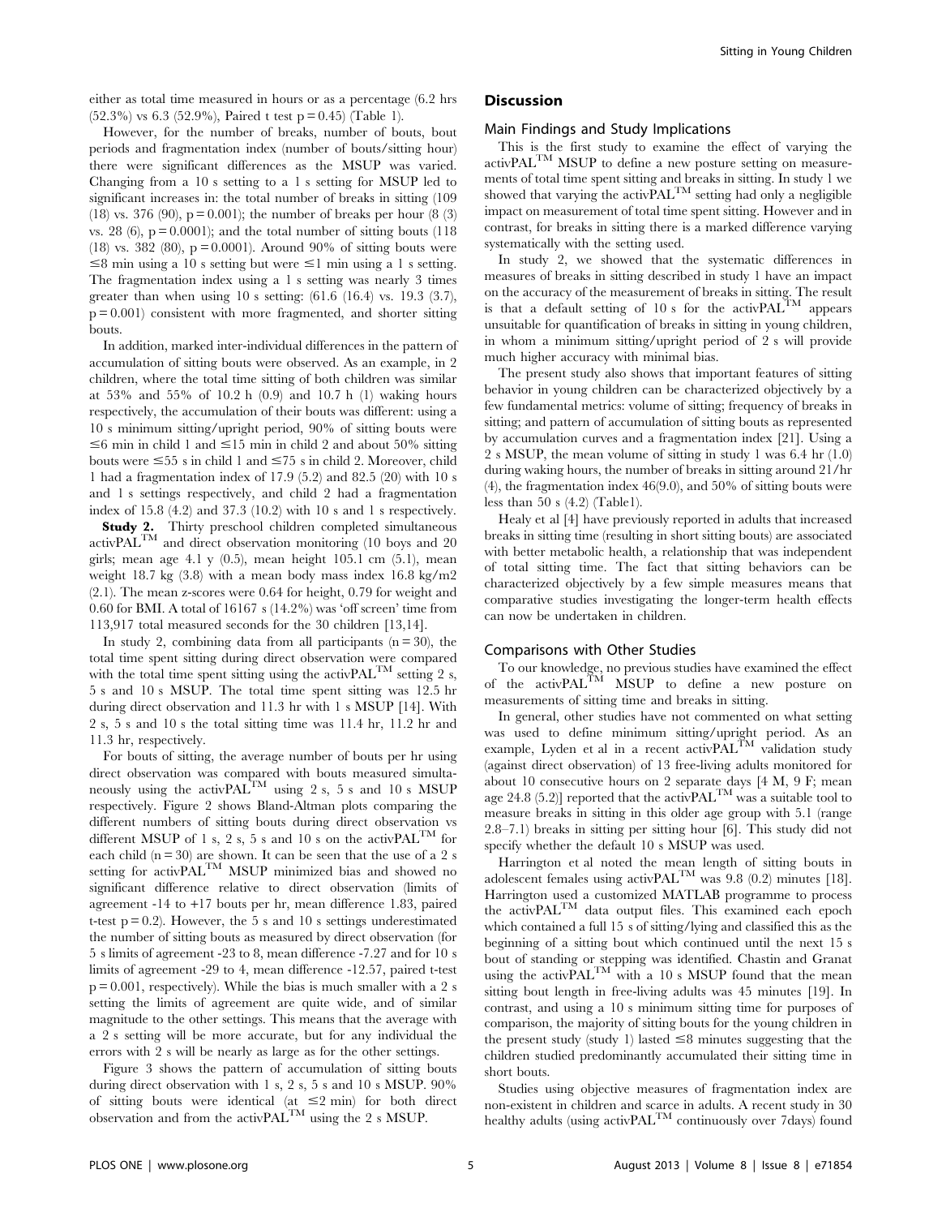either as total time measured in hours or as a percentage (6.2 hrs (52.3%) vs 6.3 (52.9%), Paired t test p = 0.45) (Table 1).

However, for the number of breaks, number of bouts, bout periods and fragmentation index (number of bouts/sitting hour) there were significant differences as the MSUP was varied. Changing from a 10 s setting to a 1 s setting for MSUP led to significant increases in: the total number of breaks in sitting (109 (18) vs. 376 (90), p = 0.001); the number of breaks per hour (8 (3) vs. 28 (6), p = 0.0001); and the total number of sitting bouts (118 (18) vs. 382 (80), p = 0.0001). Around 90% of sitting bouts were ≤8 min using a 10 s setting but were ≤1 min using a 1 s setting. The fragmentation index using a 1 s setting was nearly 3 times greater than when using 10 s setting: (61.6 (16.4) vs. 19.3 (3.7), p = 0.001) consistent with more fragmented, and shorter sitting bouts.

In addition, marked inter-individual differences in the pattern of accumulation of sitting bouts were observed. As an example, in 2 children, where the total time sitting of both children was similar at 53% and 55% of 10.2 h (0.9) and 10.7 h (1) waking hours respectively, the accumulation of their bouts was different: using a 10 s minimum sitting/upright period, 90% of sitting bouts were ≤6 min in child 1 and ≤15 min in child 2 and about 50% sitting bouts were ≤55 s in child 1 and ≤75 s in child 2. Moreover, child 1 had a fragmentation index of 17.9 (5.2) and 82.5 (20) with 10 s and 1 s settings respectively, and child 2 had a fragmentation index of 15.8 (4.2) and 37.3 (10.2) with 10 s and 1 s respectively.

**Study 2.** Thirty preschool children completed simultaneous activPAL™ and direct observation monitoring (10 boys and 20 girls; mean age 4.1 y (0.5), mean height 105.1 cm (5.1), mean weight 18.7 kg (3.8) with a mean body mass index 16.8 kg/m2 (2.1). The mean z-scores were 0.64 for height, 0.79 for weight and 0.60 for BMI. A total of 16167 s (14.2%) was 'off screen' time from 113,917 total measured seconds for the 30 children [13,14].

In study 2, combining data from all participants (n = 30), the total time spent sitting during direct observation were compared with the total time spent sitting using the activPAL™ setting 2 s, 5 s and 10 s MSUP. The total time spent sitting was 12.5 hr during direct observation and 11.3 hr with 1 s MSUP [14]. With 2 s, 5 s and 10 s the total sitting time was 11.4 hr, 11.2 hr and 11.3 hr, respectively.

For bouts of sitting, the average number of bouts per hr using direct observation was compared with bouts measured simultaneously using the activPAL™ using 2 s, 5 s and 10 s MSUP respectively. Figure 2 shows Bland-Altman plots comparing the different numbers of sitting bouts during direct observation vs different MSUP of 1 s, 2 s, 5 s and 10 s on the activPAL™ for each child (n = 30) are shown. It can be seen that the use of a 2 s setting for activPAL™ MSUP minimized bias and showed no significant difference relative to direct observation (limits of agreement -14 to +17 bouts per hr, mean difference 1.83, paired t-test p = 0.2). However, the 5 s and 10 s settings underestimated the number of sitting bouts as measured by direct observation (for 5 s limits of agreement -23 to 8, mean difference -7.27 and for 10 s limits of agreement -29 to 4, mean difference -12.57, paired t-test p = 0.001, respectively). While the bias is much smaller with a 2 s setting the limits of agreement are quite wide, and of similar magnitude to the other settings. This means that the average with a 2 s setting will be more accurate, but for any individual the errors with 2 s will be nearly as large as for the other settings.

Figure 3 shows the pattern of accumulation of sitting bouts during direct observation with 1 s, 2 s, 5 s and 10 s MSUP. 90% of sitting bouts were identical (at ≤2 min) for both direct observation and from the activPAL™ using the 2 s MSUP.

## Discussion

### Main Findings and Study Implications

This is the first study to examine the effect of varying the activPAL™ MSUP to define a new posture setting on measurements of total time spent sitting and breaks in sitting. In study 1 we showed that varying the activPAL™ setting had only a negligible impact on measurement of total time spent sitting. However and in contrast, for breaks in sitting there is a marked difference varying systematically with the setting used.

In study 2, we showed that the systematic differences in measures of breaks in sitting described in study 1 have an impact on the accuracy of the measurement of breaks in sitting. The result is that a default setting of 10 s for the activPAL™ appears unsuitable for quantification of breaks in sitting in young children, in whom a minimum sitting/upright period of 2 s will provide much higher accuracy with minimal bias.

The present study also shows that important features of sitting behavior in young children can be characterized objectively by a few fundamental metrics: volume of sitting; frequency of breaks in sitting; and pattern of accumulation of sitting bouts as represented by accumulation curves and a fragmentation index [21]. Using a 2 s MSUP, the mean volume of sitting in study 1 was 6.4 hr (1.0) during waking hours, the number of breaks in sitting around 21/hr (4), the fragmentation index 46(9.0), and 50% of sitting bouts were less than 50 s (4.2) (Table1).

Healy et al [4] have previously reported in adults that increased breaks in sitting time (resulting in short sitting bouts) are associated with better metabolic health, a relationship that was independent of total sitting time. The fact that sitting behaviors can be characterized objectively by a few simple measures means that comparative studies investigating the longer-term health effects can now be undertaken in children.

### Comparisons with Other Studies

To our knowledge, no previous studies have examined the effect of the activPAL™ MSUP to define a new posture on measurements of sitting time and breaks in sitting.

In general, other studies have not commented on what setting was used to define minimum sitting/upright period. As an example, Lyden et al in a recent activPAL™ validation study (against direct observation) of 13 free-living adults monitored for about 10 consecutive hours on 2 separate days [4 M, 9 F; mean age 24.8 (5.2)] reported that the activPAL™ was a suitable tool to measure breaks in sitting in this older age group with 5.1 (range 2.8–7.1) breaks in sitting per sitting hour [6]. This study did not specify whether the default 10 s MSUP was used.

Harrington et al noted the mean length of sitting bouts in adolescent females using activPAL™ was 9.8 (0.2) minutes [18]. Harrington used a customized MATLAB programme to process the activPAL™ data output files. This examined each epoch which contained a full 15 s of sitting/lying and classified this as the beginning of a sitting bout which continued until the next 15 s bout of standing or stepping was identified. Chastin and Granat using the activPAL™ with a 10 s MSUP found that the mean sitting bout length in free-living adults was 45 minutes [19]. In contrast, and using a 10 s minimum sitting time for purposes of comparison, the majority of sitting bouts for the young children in the present study (study 1) lasted ≤8 minutes suggesting that the children studied predominantly accumulated their sitting time in short bouts.

Studies using objective measures of fragmentation index are non-existent in children and scarce in adults. A recent study in 30 healthy adults (using activPAL™ continuously over 7days) found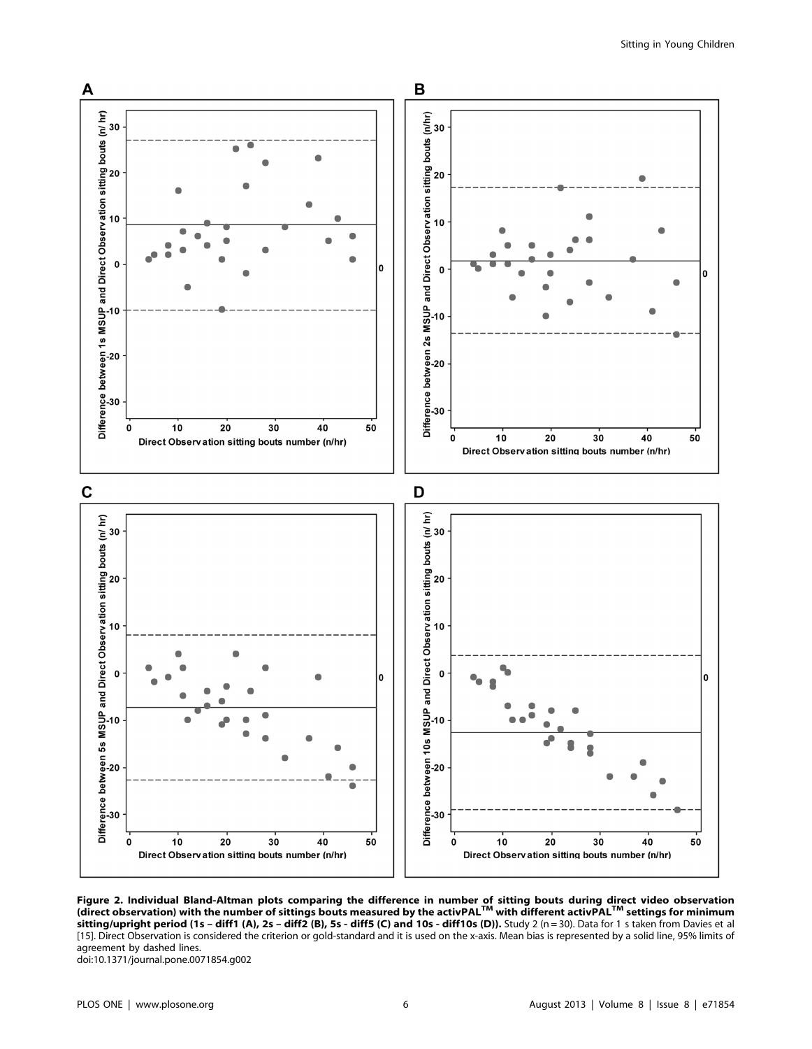**Figure 2. Individual Bland-Altman plots comparing the difference in number of sitting bouts during direct video observation (direct observation) with the number of sittings bouts measured by the activPAL™ with different activPAL™ settings for minimum sitting/upright period (1s – diff1 (A), 2s – diff2 (B), 5s - diff5 (C) and 10s - diff10s (D)).** Study 2 (n = 30). Data for 1 s taken from Davies et al [15]. Direct Observation is considered the criterion or gold-standard and it is used on the x-axis. Mean bias is represented by a solid line, 95% limits of agreement by dashed lines.

doi:10.1371/journal.pone.0071854.g002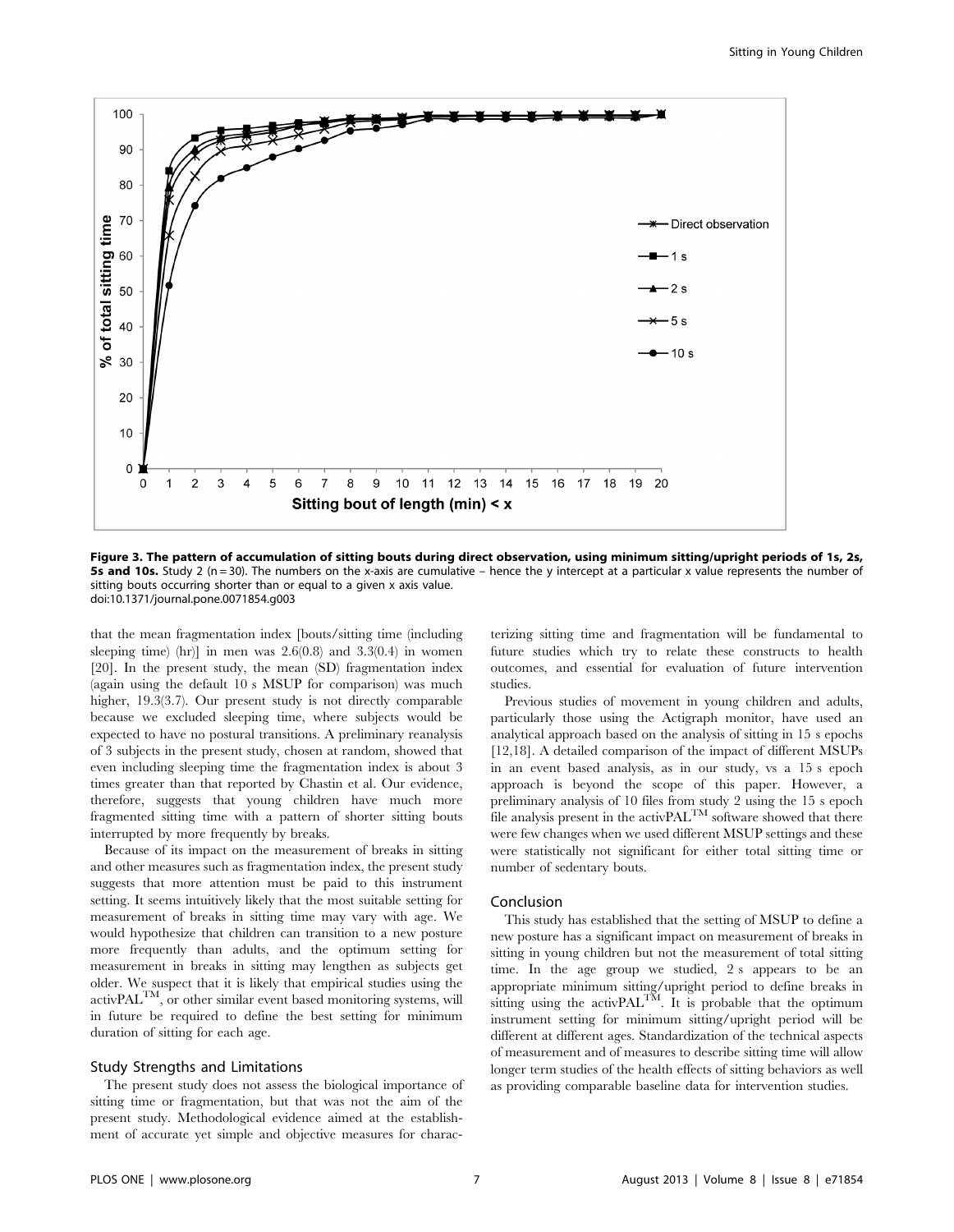**Figure 3. The pattern of accumulation of sitting bouts during direct observation, using minimum sitting/upright periods of 1s, 2s, 5s and 10s.** Study 2 (n = 30). The numbers on the x-axis are cumulative – hence the y intercept at a particular x value represents the number of sitting bouts occurring shorter than or equal to a given x axis value.
doi:10.1371/journal.pone.0071854.g003

that the mean fragmentation index [bouts/sitting time (including sleeping time) (hr)] in men was 2.6(0.8) and 3.3(0.4) in women [20]. In the present study, the mean (SD) fragmentation index (again using the default 10 s MSUP for comparison) was much higher, 19.3(3.7). Our present study is not directly comparable because we excluded sleeping time, where subjects would be expected to have no postural transitions. A preliminary reanalysis of 3 subjects in the present study, chosen at random, showed that even including sleeping time the fragmentation index is about 3 times greater than that reported by Chastin et al. Our evidence, therefore, suggests that young children have much more fragmented sitting time with a pattern of shorter sitting bouts interrupted by more frequently by breaks.

Because of its impact on the measurement of breaks in sitting and other measures such as fragmentation index, the present study suggests that more attention must be paid to this instrument setting. It seems intuitively likely that the most suitable setting for measurement of breaks in sitting time may vary with age. We would hypothesize that children can transition to a new posture more frequently than adults, and the optimum setting for measurement in breaks in sitting may lengthen as subjects get older. We suspect that it is likely that empirical studies using the activPAL™, or other similar event based monitoring systems, will in future be required to define the best setting for minimum duration of sitting for each age.

## Study Strengths and Limitations

The present study does not assess the biological importance of sitting time or fragmentation, but that was not the aim of the present study. Methodological evidence aimed at the establishment of accurate yet simple and objective measures for characterizing sitting time and fragmentation will be fundamental to future studies which try to relate these constructs to health outcomes, and essential for evaluation of future intervention studies.

Previous studies of movement in young children and adults, particularly those using the Actigraph monitor, have used an analytical approach based on the analysis of sitting in 15 s epochs [12,18]. A detailed comparison of the impact of different MSUPs in an event based analysis, as in our study, vs a 15 s epoch approach is beyond the scope of this paper. However, a preliminary analysis of 10 files from study 2 using the 15 s epoch file analysis present in the activPAL™ software showed that there were few changes when we used different MSUP settings and these were statistically not significant for either total sitting time or number of sedentary bouts.

## Conclusion

This study has established that the setting of MSUP to define a new posture has a significant impact on measurement of breaks in sitting in young children but not the measurement of total sitting time. In the age group we studied, 2 s appears to be an appropriate minimum sitting/upright period to define breaks in sitting using the activPAL™. It is probable that the optimum instrument setting for minimum sitting/upright period will be different at different ages. Standardization of the technical aspects of measurement and of measures to describe sitting time will allow longer term studies of the health effects of sitting behaviors as well as providing comparable baseline data for intervention studies.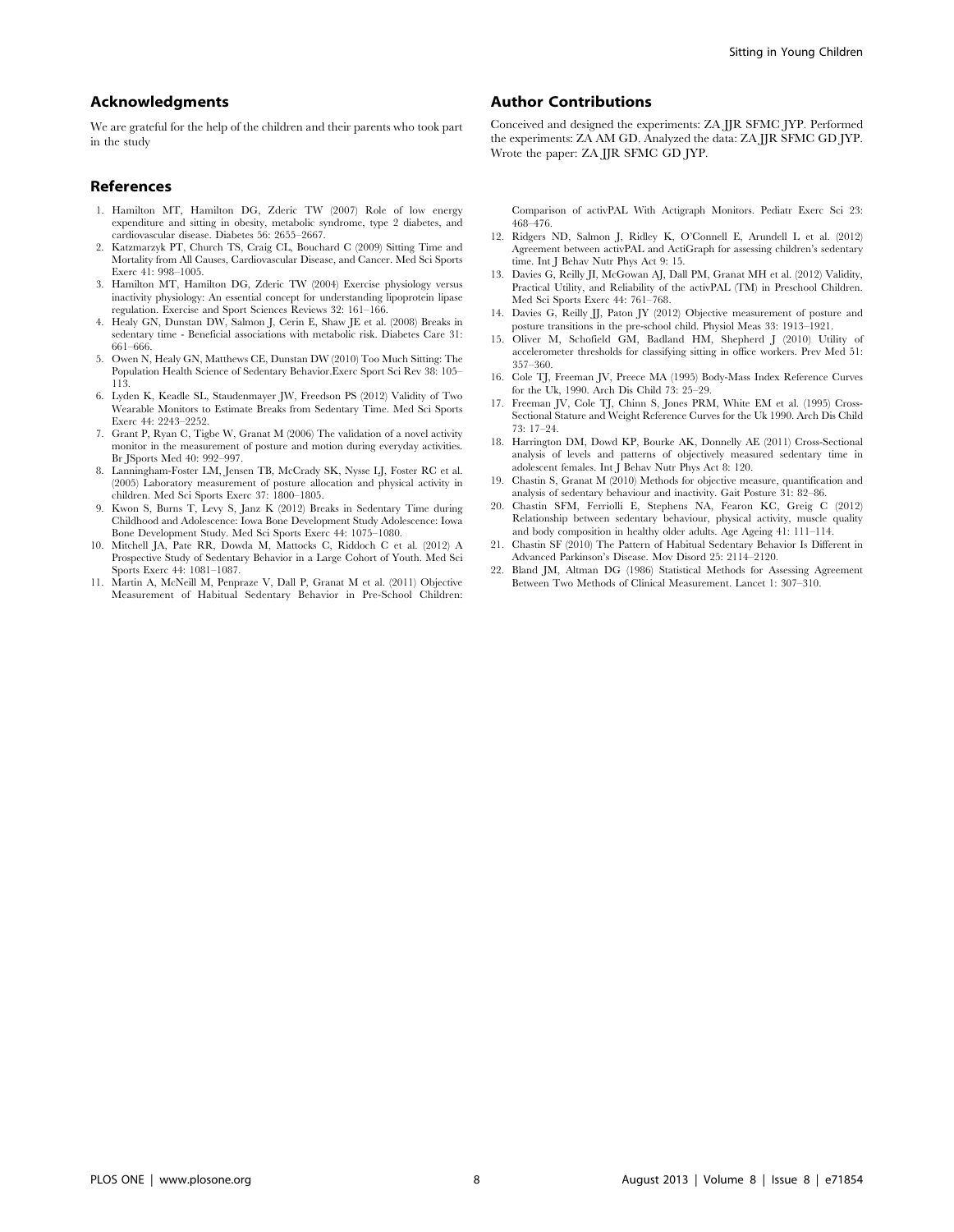## Acknowledgments

We are grateful for the help of the children and their parents who took part in the study

## Author Contributions

Conceived and designed the experiments: ZA JJR SFMC JYP. Performed the experiments: ZA AM GD. Analyzed the data: ZA JJR SFMC GD JYP. Wrote the paper: ZA JJR SFMC GD JYP.

## References

1. Hamilton MT, Hamilton DG, Zderic TW (2007) Role of low energy expenditure and sitting in obesity, metabolic syndrome, type 2 diabetes, and cardiovascular disease. Diabetes 56: 2655–2667.
2. Katzmarzyk PT, Church TS, Craig CL, Bouchard C (2009) Sitting Time and Mortality from All Causes, Cardiovascular Disease, and Cancer. Med Sci Sports Exerc 41: 998–1005.
3. Hamilton MT, Hamilton DG, Zderic TW (2004) Exercise physiology versus inactivity physiology: An essential concept for understanding lipoprotein lipase regulation. Exercise and Sport Sciences Reviews 32: 161–166.
4. Healy GN, Dunstan DW, Salmon J, Cerin E, Shaw JE et al. (2008) Breaks in sedentary time - Beneficial associations with metabolic risk. Diabetes Care 31: 661–666.
5. Owen N, Healy GN, Matthews CE, Dunstan DW (2010) Too Much Sitting: The Population Health Science of Sedentary Behavior.Exerc Sport Sci Rev 38: 105–113.
6. Lyden K, Keadle SL, Staudenmayer JW, Freedson PS (2012) Validity of Two Wearable Monitors to Estimate Breaks from Sedentary Time. Med Sci Sports Exerc 44: 2243–2252.
7. Grant P, Ryan C, Tigbe W, Granat M (2006) The validation of a novel activity monitor in the measurement of posture and motion during everyday activities. Br JSports Med 40: 992–997.
8. Lanningham-Foster LM, Jensen TB, McCrady SK, Nysse LJ, Foster RC et al. (2005) Laboratory measurement of posture allocation and physical activity in children. Med Sci Sports Exerc 37: 1800–1805.
9. Kwon S, Burns T, Levy S, Janz K (2012) Breaks in Sedentary Time during Childhood and Adolescence: Iowa Bone Development Study Adolescence: Iowa Bone Development Study. Med Sci Sports Exerc 44: 1075–1080.
10. Mitchell JA, Pate RR, Dowda M, Mattocks C, Riddoch C et al. (2012) A Prospective Study of Sedentary Behavior in a Large Cohort of Youth. Med Sci Sports Exerc 44: 1081–1087.
11. Martin A, McNeill M, Penpraze V, Dall P, Granat M et al. (2011) Objective Measurement of Habitual Sedentary Behavior in Pre-School Children: Comparison of activPAL With Actigraph Monitors. Pediatr Exerc Sci 23: 468–476.
12. Ridgers ND, Salmon J, Ridley K, O'Connell E, Arundell L et al. (2012) Agreement between activPAL and ActiGraph for assessing children's sedentary time. Int J Behav Nutr Phys Act 9: 15.
13. Davies G, Reilly JI, McGowan AJ, Dall PM, Granat MH et al. (2012) Validity, Practical Utility, and Reliability of the activPAL (TM) in Preschool Children. Med Sci Sports Exerc 44: 761–768.
14. Davies G, Reilly JJ, Paton JY (2012) Objective measurement of posture and posture transitions in the pre-school child. Physiol Meas 33: 1913–1921.
15. Oliver M, Schofield GM, Badland HM, Shepherd J (2010) Utility of accelerometer thresholds for classifying sitting in office workers. Prev Med 51: 357–360.
16. Cole TJ, Freeman JV, Preece MA (1995) Body-Mass Index Reference Curves for the Uk, 1990. Arch Dis Child 73: 25–29.
17. Freeman JV, Cole TJ, Chinn S, Jones PRM, White EM et al. (1995) Cross-Sectional Stature and Weight Reference Curves for the Uk 1990. Arch Dis Child 73: 17–24.
18. Harrington DM, Dowd KP, Bourke AK, Donnelly AE (2011) Cross-Sectional analysis of levels and patterns of objectively measured sedentary time in adolescent females. Int J Behav Nutr Phys Act 8: 120.
19. Chastin S, Granat M (2010) Methods for objective measure, quantification and analysis of sedentary behaviour and inactivity. Gait Posture 31: 82–86.
20. Chastin SFM, Ferriolli E, Stephens NA, Fearon KC, Greig C (2012) Relationship between sedentary behaviour, physical activity, muscle quality and body composition in healthy older adults. Age Ageing 41: 111–114.
21. Chastin SF (2010) The Pattern of Habitual Sedentary Behavior Is Different in Advanced Parkinson's Disease. Mov Disord 25: 2114–2120.
22. Bland JM, Altman DG (1986) Statistical Methods for Assessing Agreement Between Two Methods of Clinical Measurement. Lancet 1: 307–310.